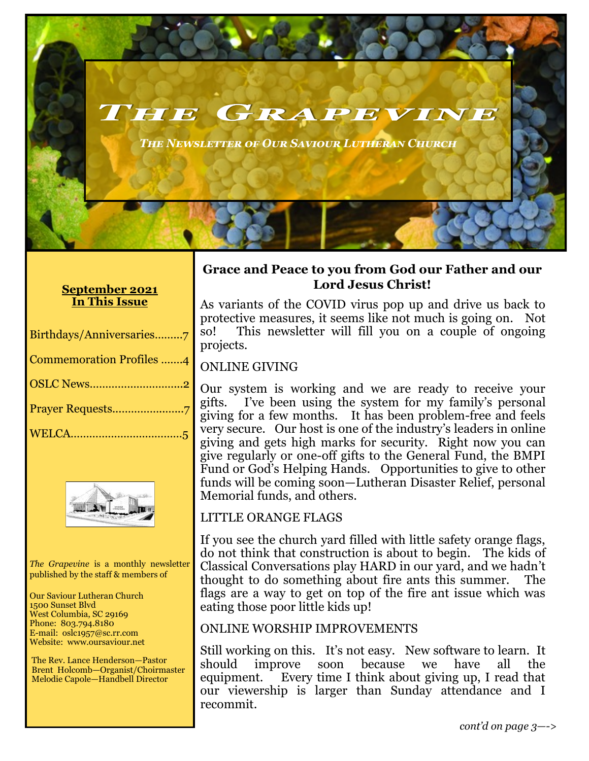# The Grapevine

*The Newsletter of Our Saviour Lutheran Church*

**September 2021**
**In This Issue**

Birthdays/Anniversaries.........7

Commemoration Profiles .......4

OSLC News...............................2

Prayer Requests.......................7

WELCA....................................5

*The Grapevine* is a monthly newsletter published by the staff & members of

Our Saviour Lutheran Church
1500 Sunset Blvd
West Columbia, SC 29169
Phone: 803.794.8180
E-mail: oslc1957@sc.rr.com
Website: www.oursaviour.net

The Rev. Lance Henderson—Pastor
Brent Holcomb—Organist/Choirmaster
Melodie Capole—Handbell Director

**Grace and Peace to you from God our Father and our Lord Jesus Christ!**

As variants of the COVID virus pop up and drive us back to protective measures, it seems like not much is going on. Not so! This newsletter will fill you on a couple of ongoing projects.

ONLINE GIVING

Our system is working and we are ready to receive your gifts. I've been using the system for my family's personal giving for a few months. It has been problem-free and feels very secure. Our host is one of the industry's leaders in online giving and gets high marks for security. Right now you can give regularly or one-off gifts to the General Fund, the BMPI Fund or God's Helping Hands. Opportunities to give to other funds will be coming soon—Lutheran Disaster Relief, personal Memorial funds, and others.

LITTLE ORANGE FLAGS

If you see the church yard filled with little safety orange flags, do not think that construction is about to begin. The kids of Classical Conversations play HARD in our yard, and we hadn't thought to do something about fire ants this summer. The flags are a way to get on top of the fire ant issue which was eating those poor little kids up!

ONLINE WORSHIP IMPROVEMENTS

Still working on this. It's not easy. New software to learn. It should improve soon because we have all the equipment. Every time I think about giving up, I read that our viewership is larger than Sunday attendance and I recommit.

*cont'd on page 3—->*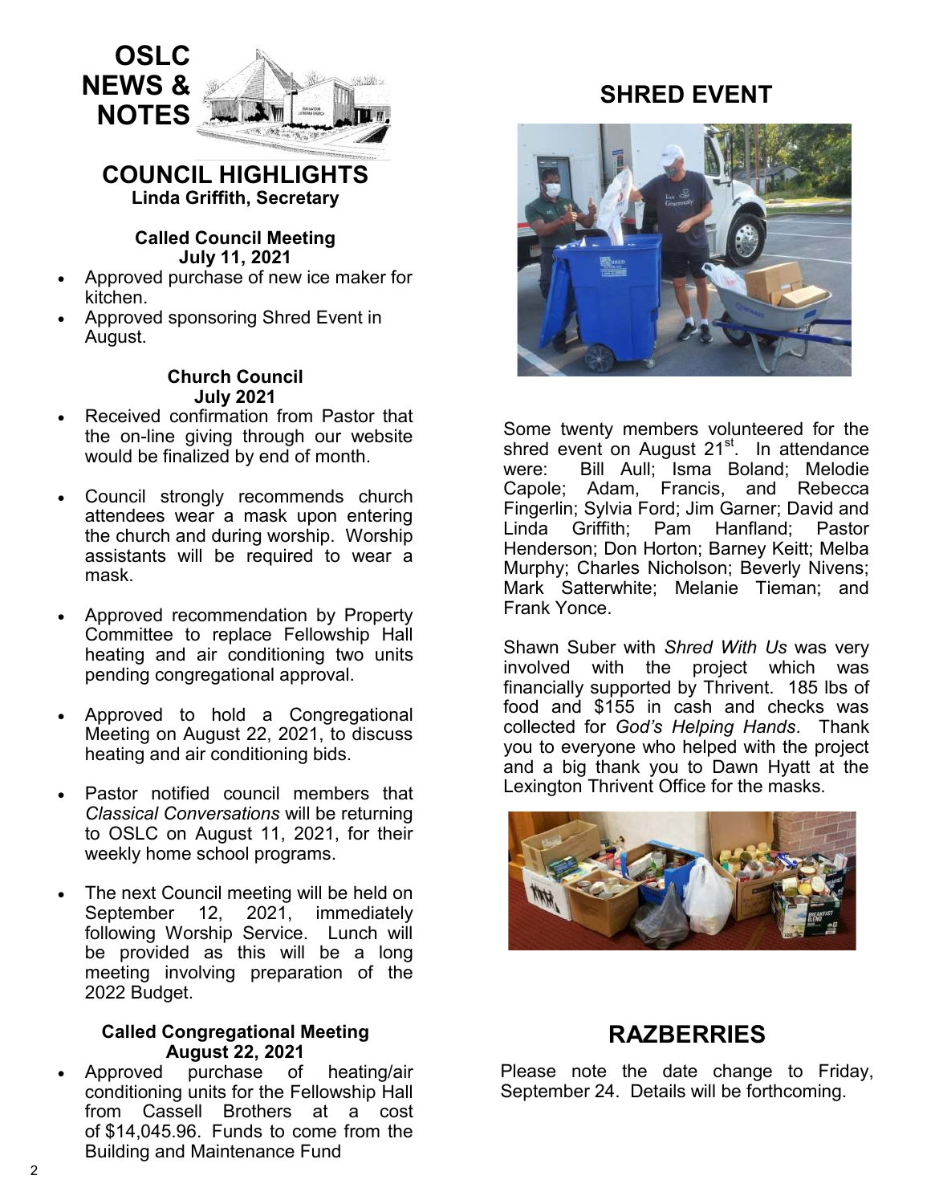# OSLC NEWS & NOTES

## COUNCIL HIGHLIGHTS

**Linda Griffith, Secretary**

**Called Council Meeting**
**July 11, 2021**

- Approved purchase of new ice maker for kitchen.
- Approved sponsoring Shred Event in August.

**Church Council**
**July 2021**

- Received confirmation from Pastor that the on-line giving through our website would be finalized by end of month.
- Council strongly recommends church attendees wear a mask upon entering the church and during worship. Worship assistants will be required to wear a mask.
- Approved recommendation by Property Committee to replace Fellowship Hall heating and air conditioning two units pending congregational approval.
- Approved to hold a Congregational Meeting on August 22, 2021, to discuss heating and air conditioning bids.
- Pastor notified council members that *Classical Conversations* will be returning to OSLC on August 11, 2021, for their weekly home school programs.
- The next Council meeting will be held on September 12, 2021, immediately following Worship Service. Lunch will be provided as this will be a long meeting involving preparation of the 2022 Budget.

**Called Congregational Meeting**
**August 22, 2021**

- Approved purchase of heating/air conditioning units for the Fellowship Hall from Cassell Brothers at a cost of $14,045.96. Funds to come from the Building and Maintenance Fund

## SHRED EVENT

Some twenty members volunteered for the shred event on August 21st. In attendance were: Bill Aull; Isma Boland; Melodie Capole; Adam, Francis, and Rebecca Fingerlin; Sylvia Ford; Jim Garner; David and Linda Griffith; Pam Hanfland; Pastor Henderson; Don Horton; Barney Keitt; Melba Murphy; Charles Nicholson; Beverly Nivens; Mark Satterwhite; Melanie Tieman; and Frank Yonce.

Shawn Suber with *Shred With Us* was very involved with the project which was financially supported by Thrivent. 185 lbs of food and $155 in cash and checks was collected for *God's Helping Hands*. Thank you to everyone who helped with the project and a big thank you to Dawn Hyatt at the Lexington Thrivent Office for the masks.

## RAZBERRIES

Please note the date change to Friday, September 24. Details will be forthcoming.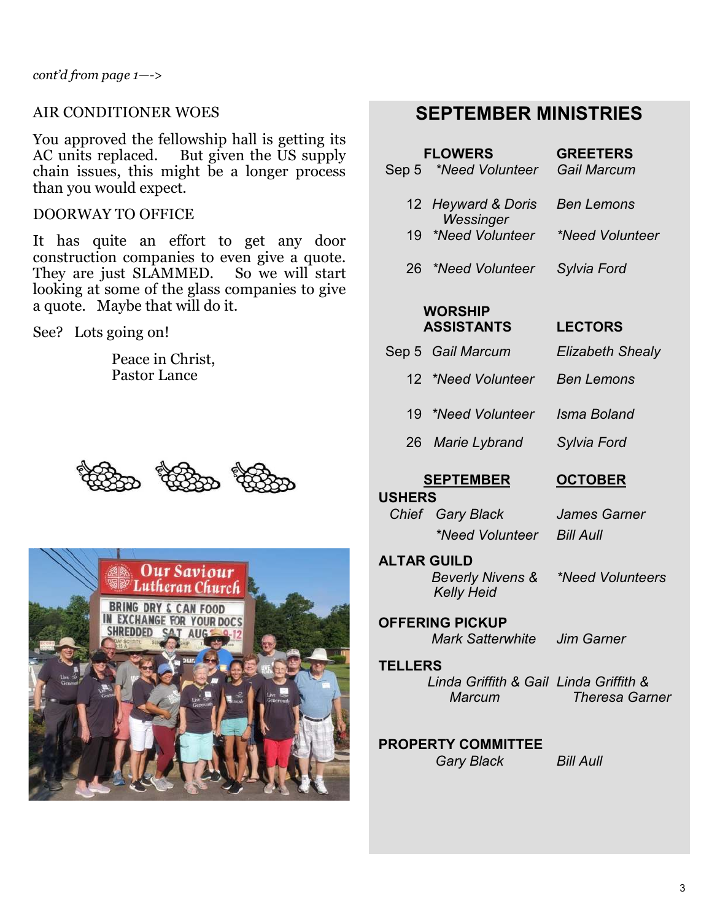*cont'd from page 1—->*

AIR CONDITIONER WOES

You approved the fellowship hall is getting its AC units replaced. But given the US supply chain issues, this might be a longer process than you would expect.

DOORWAY TO OFFICE

It has quite an effort to get any door construction companies to even give a quote. They are just SLAMMED. So we will start looking at some of the glass companies to give a quote. Maybe that will do it.

See? Lots going on!

Peace in Christ,
Pastor Lance

## SEPTEMBER MINISTRIES

| | FLOWERS | GREETERS |
|---|---|---|
| Sep 5 | *Need Volunteer | Gail Marcum |
| 12 | Heyward & Doris Wessinger | Ben Lemons |
| 19 | *Need Volunteer | *Need Volunteer |
| 26 | *Need Volunteer | Sylvia Ford |

| | WORSHIP ASSISTANTS | LECTORS |
|---|---|---|
| Sep 5 | Gail Marcum | Elizabeth Shealy |
| 12 | *Need Volunteer | Ben Lemons |
| 19 | *Need Volunteer | Isma Boland |
| 26 | Marie Lybrand | Sylvia Ford |

| | SEPTEMBER | OCTOBER |
|---|---|---|
| **USHERS** | | |
| Chief | Gary Black | James Garner |
| | *Need Volunteer | Bill Aull |
| **ALTAR GUILD** | Beverly Nivens & Kelly Heid | *Need Volunteers |
| **OFFERING PICKUP** | Mark Satterwhite | Jim Garner |
| **TELLERS** | Linda Griffith & Gail Marcum | Linda Griffith & Theresa Garner |
| **PROPERTY COMMITTEE** | Gary Black | Bill Aull |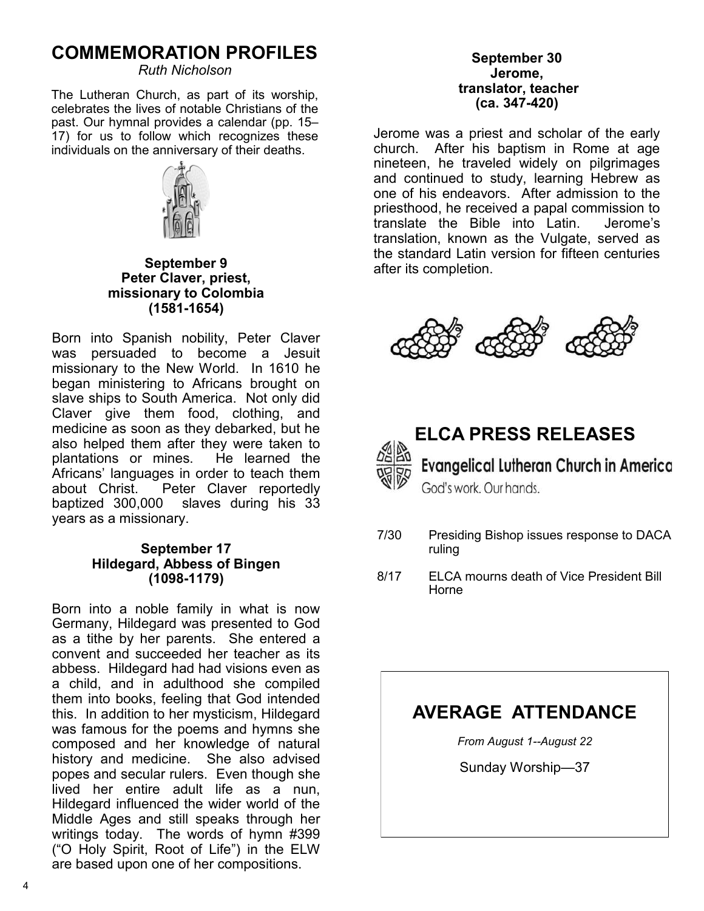## COMMEMORATION PROFILES

*Ruth Nicholson*

The Lutheran Church, as part of its worship, celebrates the lives of notable Christians of the past. Our hymnal provides a calendar (pp. 15–17) for us to follow which recognizes these individuals on the anniversary of their deaths.

**September 9**
**Peter Claver, priest,**
**missionary to Colombia**
**(1581-1654)**

Born into Spanish nobility, Peter Claver was persuaded to become a Jesuit missionary to the New World. In 1610 he began ministering to Africans brought on slave ships to South America. Not only did Claver give them food, clothing, and medicine as soon as they debarked, but he also helped them after they were taken to plantations or mines. He learned the Africans' languages in order to teach them about Christ. Peter Claver reportedly baptized 300,000 slaves during his 33 years as a missionary.

**September 17**
**Hildegard, Abbess of Bingen**
**(1098-1179)**

Born into a noble family in what is now Germany, Hildegard was presented to God as a tithe by her parents. She entered a convent and succeeded her teacher as its abbess. Hildegard had had visions even as a child, and in adulthood she compiled them into books, feeling that God intended this. In addition to her mysticism, Hildegard was famous for the poems and hymns she composed and her knowledge of natural history and medicine. She also advised popes and secular rulers. Even though she lived her entire adult life as a nun, Hildegard influenced the wider world of the Middle Ages and still speaks through her writings today. The words of hymn #399 ("O Holy Spirit, Root of Life") in the ELW are based upon one of her compositions.

**September 30**
**Jerome,**
**translator, teacher**
**(ca. 347-420)**

Jerome was a priest and scholar of the early church. After his baptism in Rome at age nineteen, he traveled widely on pilgrimages and continued to study, learning Hebrew as one of his endeavors. After admission to the priesthood, he received a papal commission to translate the Bible into Latin. Jerome's translation, known as the Vulgate, served as the standard Latin version for fifteen centuries after its completion.

## ELCA PRESS RELEASES

Evangelical Lutheran Church in America

God's work. Our hands.

7/30 Presiding Bishop issues response to DACA ruling

8/17 ELCA mourns death of Vice President Bill Horne

## AVERAGE ATTENDANCE

*From August 1--August 22*

Sunday Worship—37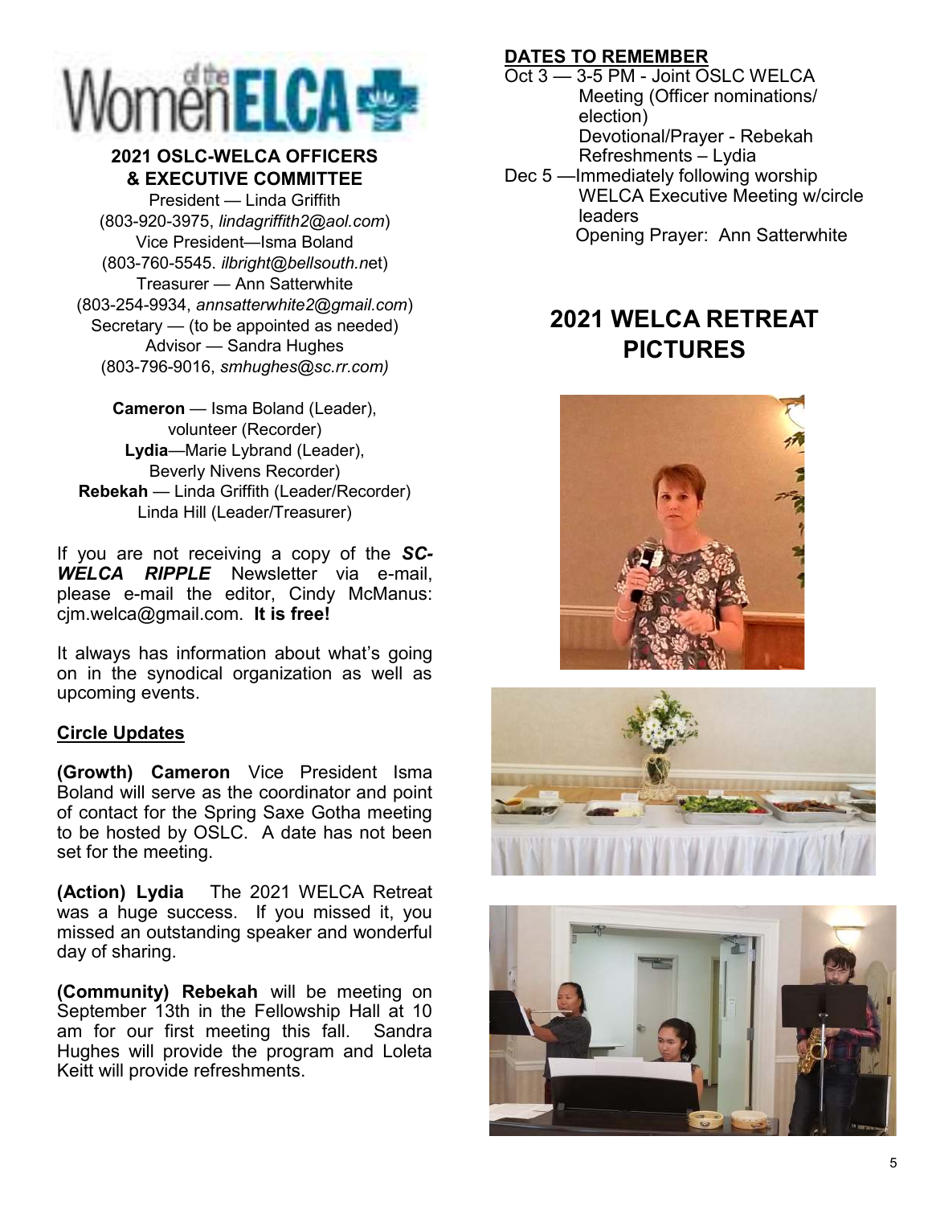## 2021 OSLC-WELCA OFFICERS & EXECUTIVE COMMITTEE

President — Linda Griffith
(803-920-3975, *lindagriffith2@aol.com*)
Vice President—Isma Boland
(803-760-5545. *ilbright@bellsouth.n*et)
Treasurer — Ann Satterwhite
(803-254-9934, *annsatterwhite2@gmail.com*)
Secretary — (to be appointed as needed)
Advisor — Sandra Hughes
(803-796-9016, *smhughes@sc.rr.com)*

**Cameron** — Isma Boland (Leader), volunteer (Recorder)
**Lydia**—Marie Lybrand (Leader), Beverly Nivens Recorder)
**Rebekah** — Linda Griffith (Leader/Recorder)
Linda Hill (Leader/Treasurer)

If you are not receiving a copy of the ***SC-WELCA RIPPLE*** Newsletter via e-mail, please e-mail the editor, Cindy McManus: cjm.welca@gmail.com. **It is free!**

It always has information about what's going on in the synodical organization as well as upcoming events.

### Circle Updates

**(Growth) Cameron** Vice President Isma Boland will serve as the coordinator and point of contact for the Spring Saxe Gotha meeting to be hosted by OSLC. A date has not been set for the meeting.

**(Action) Lydia** The 2021 WELCA Retreat was a huge success. If you missed it, you missed an outstanding speaker and wonderful day of sharing.

**(Community) Rebekah** will be meeting on September 13th in the Fellowship Hall at 10 am for our first meeting this fall. Sandra Hughes will provide the program and Loleta Keitt will provide refreshments.

### DATES TO REMEMBER

Oct 3 — 3-5 PM - Joint OSLC WELCA Meeting (Officer nominations/ election)
Devotional/Prayer - Rebekah
Refreshments – Lydia

Dec 5 —Immediately following worship WELCA Executive Meeting w/circle leaders
Opening Prayer: Ann Satterwhite

## 2021 WELCA RETREAT PICTURES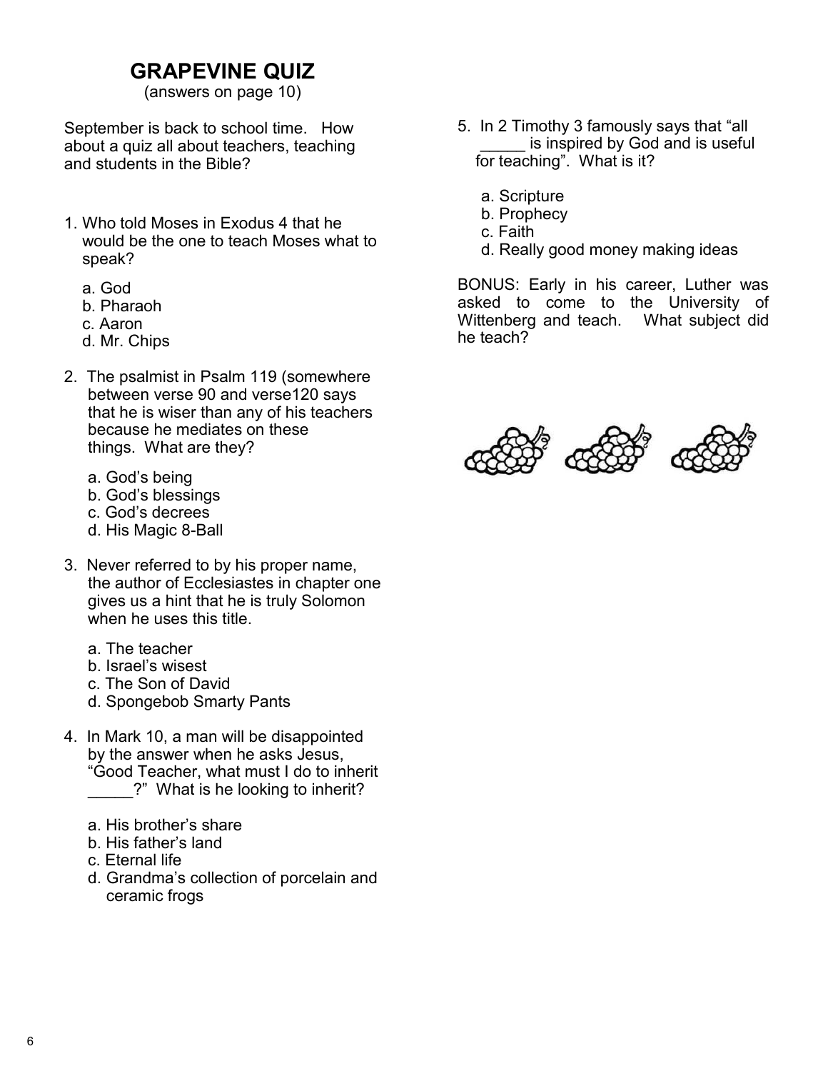# GRAPEVINE QUIZ

(answers on page 10)

September is back to school time. How about a quiz all about teachers, teaching and students in the Bible?

1. Who told Moses in Exodus 4 that he would be the one to teach Moses what to speak?

   a. God
   b. Pharaoh
   c. Aaron
   d. Mr. Chips

2. The psalmist in Psalm 119 (somewhere between verse 90 and verse120 says that he is wiser than any of his teachers because he mediates on these things. What are they?

   a. God's being
   b. God's blessings
   c. God's decrees
   d. His Magic 8-Ball

3. Never referred to by his proper name, the author of Ecclesiastes in chapter one gives us a hint that he is truly Solomon when he uses this title.

   a. The teacher
   b. Israel's wisest
   c. The Son of David
   d. Spongebob Smarty Pants

4. In Mark 10, a man will be disappointed by the answer when he asks Jesus, "Good Teacher, what must I do to inherit _____?" What is he looking to inherit?

   a. His brother's share
   b. His father's land
   c. Eternal life
   d. Grandma's collection of porcelain and ceramic frogs

5. In 2 Timothy 3 famously says that "all _____ is inspired by God and is useful for teaching". What is it?

   a. Scripture
   b. Prophecy
   c. Faith
   d. Really good money making ideas

BONUS: Early in his career, Luther was asked to come to the University of Wittenberg and teach. What subject did he teach?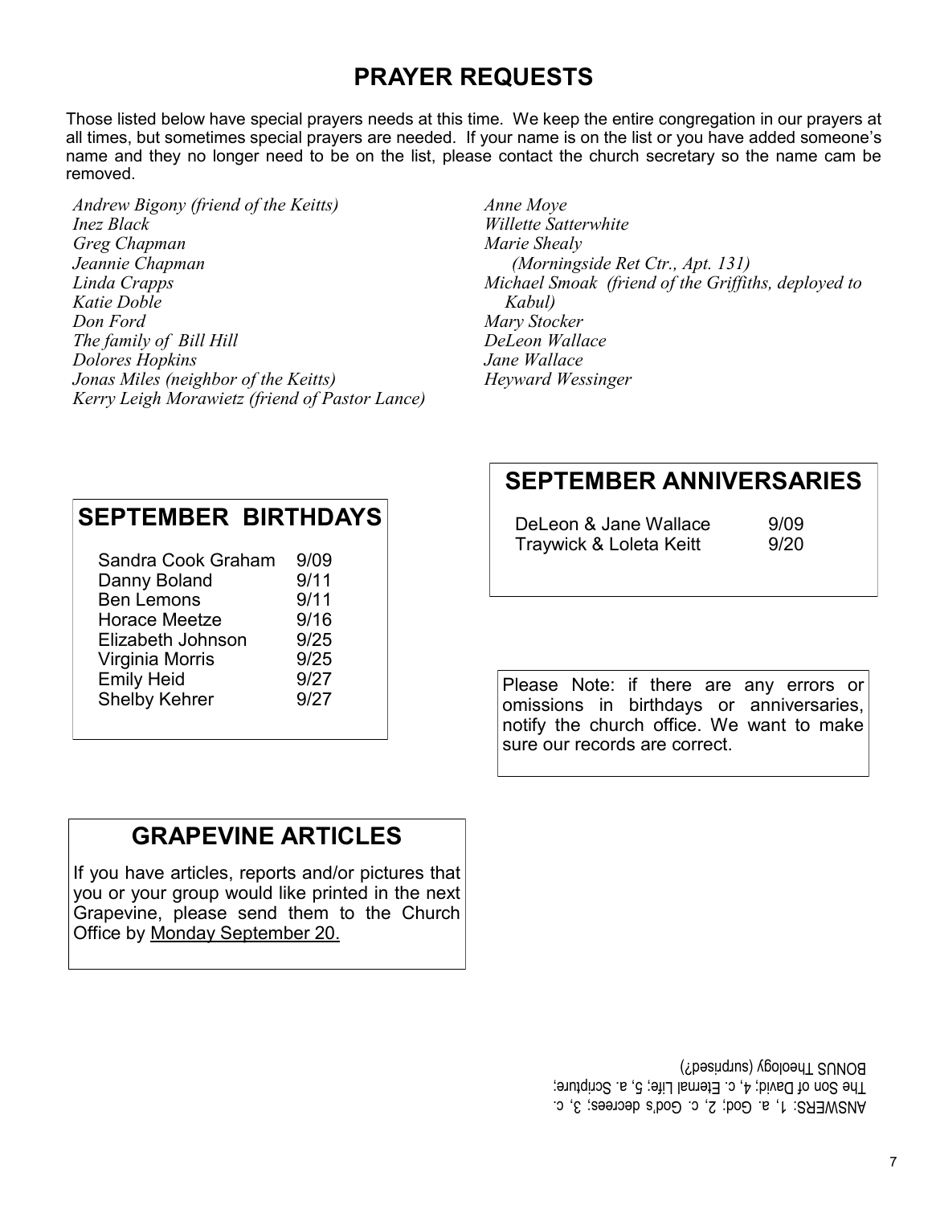## PRAYER REQUESTS

Those listed below have special prayers needs at this time. We keep the entire congregation in our prayers at all times, but sometimes special prayers are needed. If your name is on the list or you have added someone's name and they no longer need to be on the list, please contact the church secretary so the name cam be removed.

*Andrew Bigony (friend of the Keitts)*
*Inez Black*
*Greg Chapman*
*Jeannie Chapman*
*Linda Crapps*
*Katie Doble*
*Don Ford*
*The family of Bill Hill*
*Dolores Hopkins*
*Jonas Miles (neighbor of the Keitts)*
*Kerry Leigh Morawietz (friend of Pastor Lance)*
*Anne Moye*
*Willette Satterwhite*
*Marie Shealy (Morningside Ret Ctr., Apt. 131)*
*Michael Smoak (friend of the Griffiths, deployed to Kabul)*
*Mary Stocker*
*DeLeon Wallace*
*Jane Wallace*
*Heyward Wessinger*

## SEPTEMBER BIRTHDAYS

| | |
|---|---|
| Sandra Cook Graham | 9/09 |
| Danny Boland | 9/11 |
| Ben Lemons | 9/11 |
| Horace Meetze | 9/16 |
| Elizabeth Johnson | 9/25 |
| Virginia Morris | 9/25 |
| Emily Heid | 9/27 |
| Shelby Kehrer | 9/27 |

## SEPTEMBER ANNIVERSARIES

| | |
|---|---|
| DeLeon & Jane Wallace | 9/09 |
| Traywick & Loleta Keitt | 9/20 |

Please Note: if there are any errors or omissions in birthdays or anniversaries, notify the church office. We want to make sure our records are correct.

## GRAPEVINE ARTICLES

If you have articles, reports and/or pictures that you or your group would like printed in the next Grapevine, please send them to the Church Office by Monday September 20.

ANSWERS: 1, a. God; 2, c. God's decrees; 3, c. The Son of David; 4, c. Eternal Life; 5, a. Scripture; BONUS Theology (surprised?)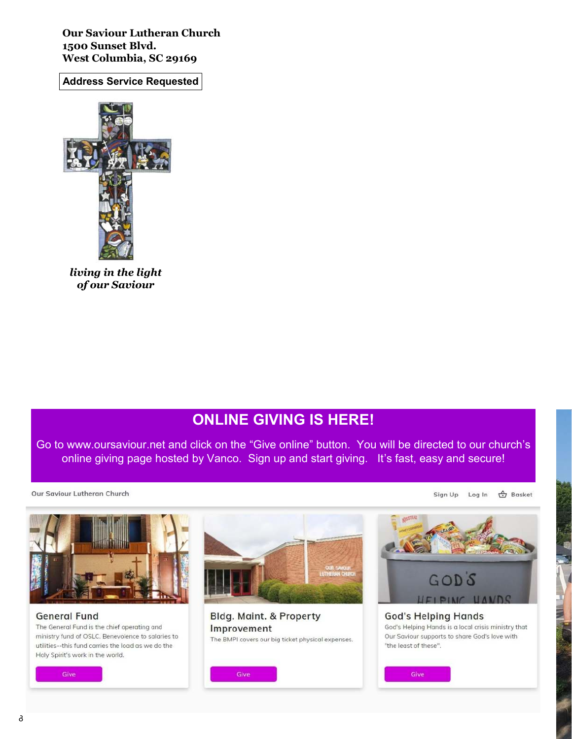**Our Saviour Lutheran Church**
**1500 Sunset Blvd.**
**West Columbia, SC 29169**

Address Service Requested

***living in the light of our Saviour***

## ONLINE GIVING IS HERE!

Go to www.oursaviour.net and click on the "Give online" button. You will be directed to our church's online giving page hosted by Vanco. Sign up and start giving. It's fast, easy and secure!

Our Saviour Lutheran Church

Sign Up Log In Basket

### General Fund

The General Fund is the chief operating and ministry fund of OSLC. Benevolence to salaries to utilities--this fund carries the load as we do the Holy Spirit's work in the world.

Give

### Bldg. Maint. & Property Improvement

The BMPI covers our big ticket physical expenses.

Give

### God's Helping Hands

God's Helping Hands is a local crisis ministry that Our Saviour supports to share God's love with "the least of these".

Give